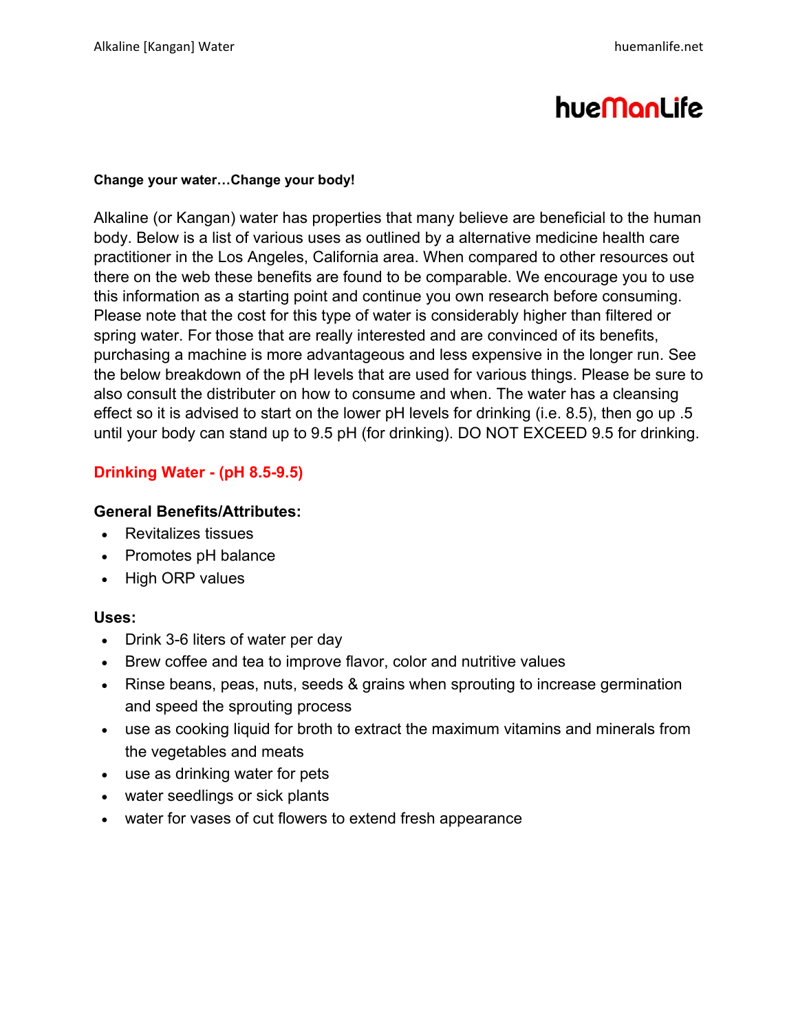# hueManLife

**Change your water…Change your body!**

Alkaline (or Kangan) water has properties that many believe are beneficial to the human body. Below is a list of various uses as outlined by a alternative medicine health care practitioner in the Los Angeles, California area. When compared to other resources out there on the web these benefits are found to be comparable. We encourage you to use this information as a starting point and continue you own research before consuming. Please note that the cost for this type of water is considerably higher than filtered or spring water. For those that are really interested and are convinced of its benefits, purchasing a machine is more advantageous and less expensive in the longer run. See the below breakdown of the pH levels that are used for various things. Please be sure to also consult the distributer on how to consume and when. The water has a cleansing effect so it is advised to start on the lower pH levels for drinking (i.e. 8.5), then go up .5 until your body can stand up to 9.5 pH (for drinking). DO NOT EXCEED 9.5 for drinking.

## Drinking Water - (pH 8.5-9.5)

### General Benefits/Attributes:

- Revitalizes tissues
- Promotes pH balance
- High ORP values

### Uses:

- Drink 3-6 liters of water per day
- Brew coffee and tea to improve flavor, color and nutritive values
- Rinse beans, peas, nuts, seeds & grains when sprouting to increase germination and speed the sprouting process
- use as cooking liquid for broth to extract the maximum vitamins and minerals from the vegetables and meats
- use as drinking water for pets
- water seedlings or sick plants
- water for vases of cut flowers to extend fresh appearance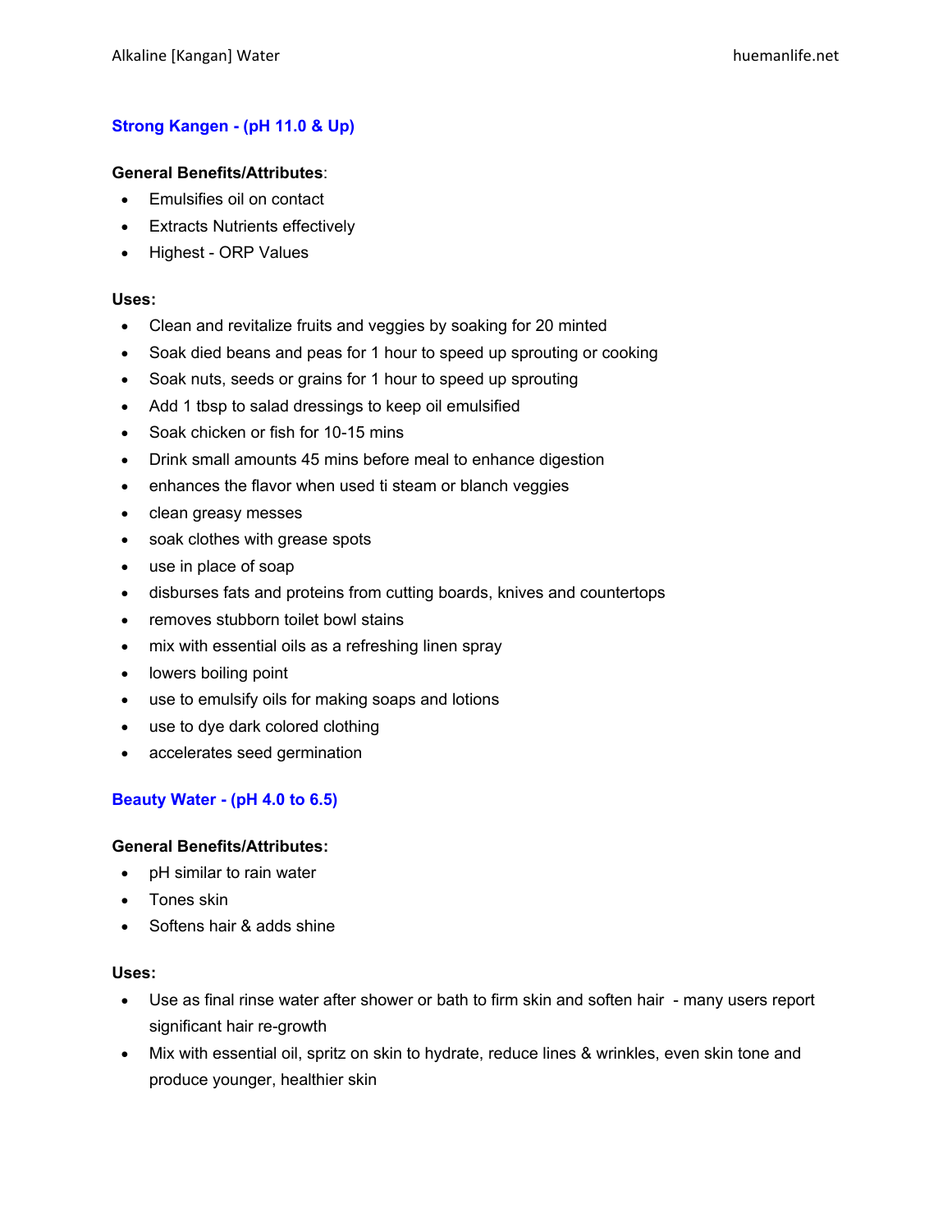## Strong Kangen - (pH 11.0 & Up)

**General Benefits/Attributes**:

- Emulsifies oil on contact
- Extracts Nutrients effectively
- Highest - ORP Values

**Uses:**

- Clean and revitalize fruits and veggies by soaking for 20 minted
- Soak died beans and peas for 1 hour to speed up sprouting or cooking
- Soak nuts, seeds or grains for 1 hour to speed up sprouting
- Add 1 tbsp to salad dressings to keep oil emulsified
- Soak chicken or fish for 10-15 mins
- Drink small amounts 45 mins before meal to enhance digestion
- enhances the flavor when used ti steam or blanch veggies
- clean greasy messes
- soak clothes with grease spots
- use in place of soap
- disburses fats and proteins from cutting boards, knives and countertops
- removes stubborn toilet bowl stains
- mix with essential oils as a refreshing linen spray
- lowers boiling point
- use to emulsify oils for making soaps and lotions
- use to dye dark colored clothing
- accelerates seed germination

## Beauty Water - (pH 4.0 to 6.5)

**General Benefits/Attributes:**

- pH similar to rain water
- Tones skin
- Softens hair & adds shine

**Uses:**

- Use as final rinse water after shower or bath to firm skin and soften hair - many users report significant hair re-growth
- Mix with essential oil, spritz on skin to hydrate, reduce lines & wrinkles, even skin tone and produce younger, healthier skin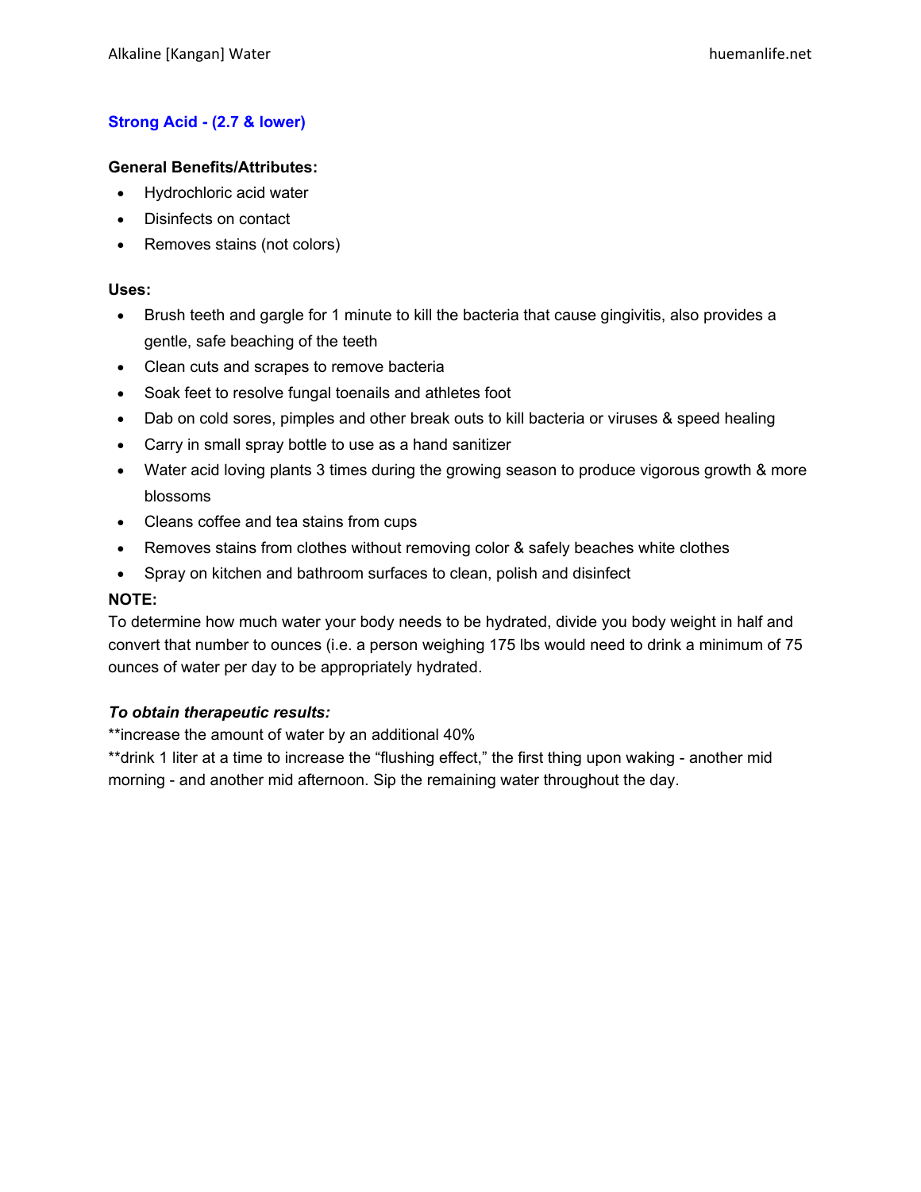## Strong Acid - (2.7 & lower)

**General Benefits/Attributes:**

- Hydrochloric acid water
- Disinfects on contact
- Removes stains (not colors)

**Uses:**

- Brush teeth and gargle for 1 minute to kill the bacteria that cause gingivitis, also provides a gentle, safe beaching of the teeth
- Clean cuts and scrapes to remove bacteria
- Soak feet to resolve fungal toenails and athletes foot
- Dab on cold sores, pimples and other break outs to kill bacteria or viruses & speed healing
- Carry in small spray bottle to use as a hand sanitizer
- Water acid loving plants 3 times during the growing season to produce vigorous growth & more blossoms
- Cleans coffee and tea stains from cups
- Removes stains from clothes without removing color & safely beaches white clothes
- Spray on kitchen and bathroom surfaces to clean, polish and disinfect

**NOTE:**

To determine how much water your body needs to be hydrated, divide you body weight in half and convert that number to ounces (i.e. a person weighing 175 lbs would need to drink a minimum of 75 ounces of water per day to be appropriately hydrated.

***To obtain therapeutic results:***

**increase the amount of water by an additional 40%

**drink 1 liter at a time to increase the "flushing effect," the first thing upon waking - another mid morning - and another mid afternoon. Sip the remaining water throughout the day.